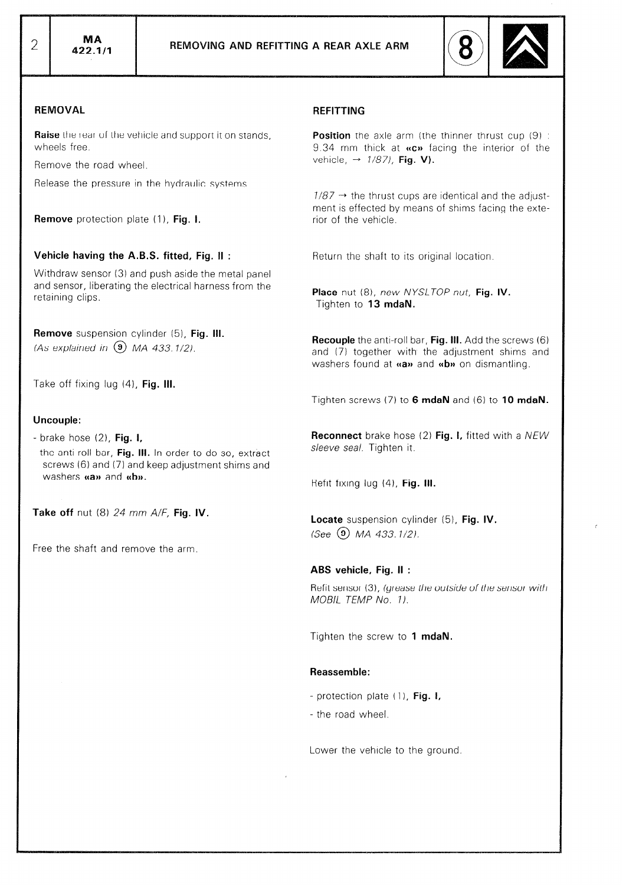# REMOVING AND REFITTING A REAR AXLE ARM

## REMOVAL

**Raise** the rear of the vehicle and support it on stands, wheels free.

Remove the road wheel.

Release the pressure in the hydraulic systems

**Remove** protection plate (1), **Fig. I.**

### Vehicle having the A.B.S. fitted, Fig. II :

Withdraw sensor (3) and push aside the metal panel and sensor, liberating the electrical harness from the retaining clips.

**Remove** suspension cylinder (5), **Fig. III.**
*(As explained in ⑨ MA 433.1/2).*

Take off fixing lug (4), **Fig. III.**

### Uncouple:

- brake hose (2), **Fig. I,**
- the anti roll bar, **Fig. III.** In order to do so, extract screws (6) and (7) and keep adjustment shims and washers **«a»** and **«b».**

**Take off** nut (8) *24 mm A/F,* **Fig. IV.**

Free the shaft and remove the arm.

## REFITTING

**Position** the axle arm (the thinner thrust cup (9) : 9.34 mm thick at **«c»** facing the interior of the vehicle, → *1/87),* **Fig. V).**

*1/87* → the thrust cups are identical and the adjustment is effected by means of shims facing the exterior of the vehicle.

Return the shaft to its original location.

**Place** nut (8), *new NYSLTOP nut,* **Fig. IV.**
Tighten to **13 mdaN.**

**Recouple** the anti-roll bar, **Fig. III.** Add the screws (6) and (7) together with the adjustment shims and washers found at **«a»** and **«b»** on dismantling.

Tighten screws (7) to **6 mdaN** and (6) to **10 mdaN.**

**Reconnect** brake hose (2) **Fig. I,** fitted with a *NEW sleeve seal.* Tighten it.

Refit fixing lug (4), **Fig. III.**

**Locate** suspension cylinder (5), **Fig. IV.**
*(See ⑨ MA 433.1/2).*

### ABS vehicle, Fig. II :

Refit sensor (3), *(grease the outside of the sensor with MOBIL TEMP No. 1).*

Tighten the screw to **1 mdaN.**

### Reassemble:

- protection plate (1), **Fig. I,**
- the road wheel.

Lower the vehicle to the ground.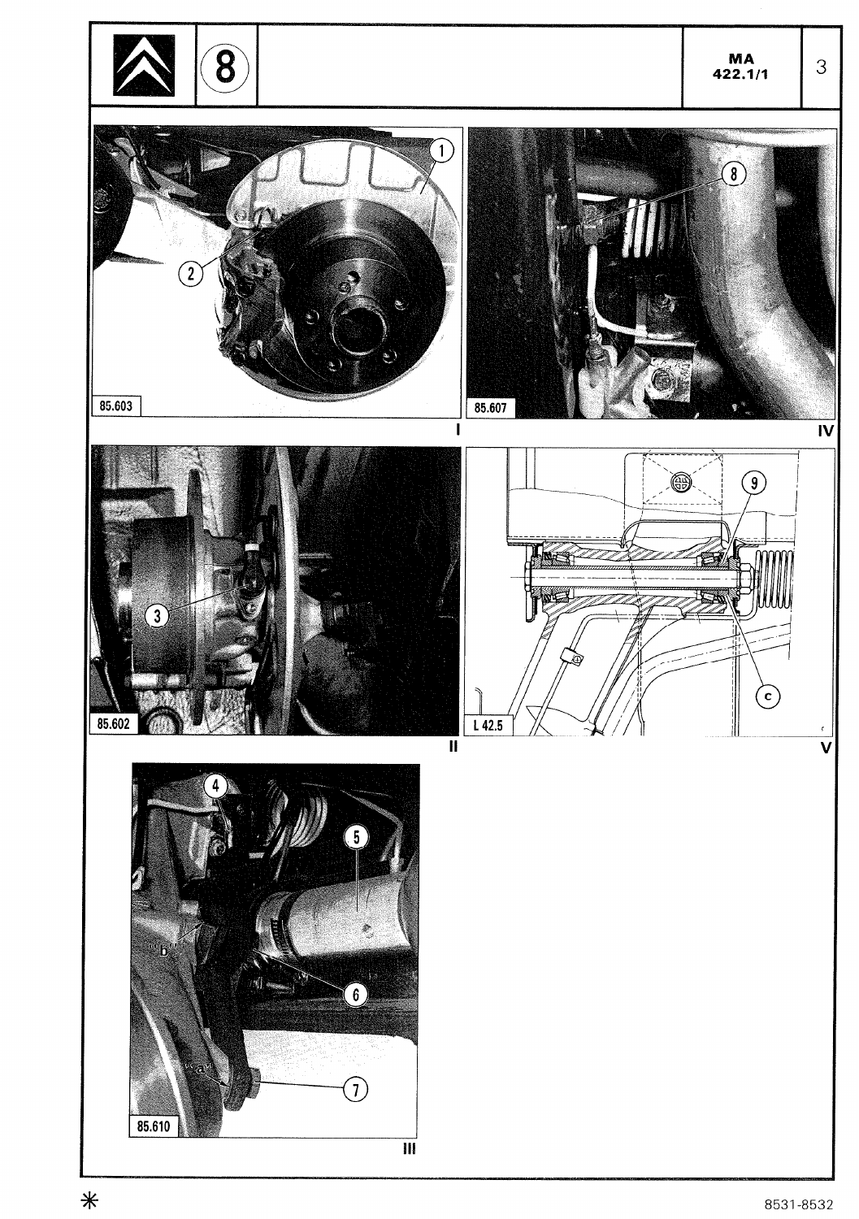85.603

I

85.607

IV

85.602

II

L 42.5

V

85.610

III